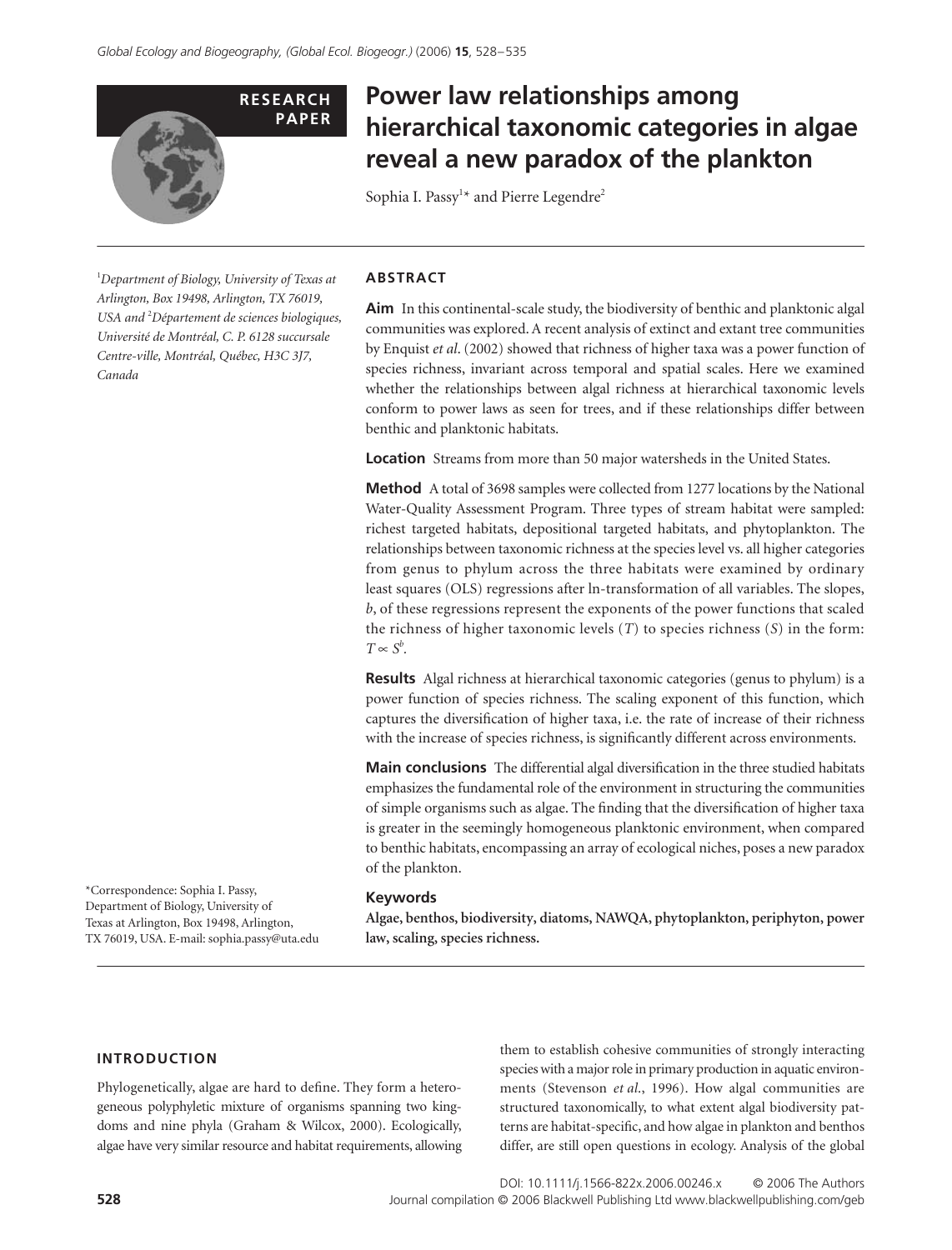RESEARCH PAPER

# Power law relationships among hierarchical taxonomic categories in algae reveal a new paradox of the plankton

Sophia I. Passy[1]* and Pierre Legendre[2]

[1]Department of Biology, University of Texas at Arlington, Box 19498, Arlington, TX 76019, USA and [2]Département de sciences biologiques, Université de Montréal, C. P. 6128 succursale Centre-ville, Montréal, Québec, H3C 3J7, Canada

*Correspondence: Sophia I. Passy, Department of Biology, University of Texas at Arlington, Box 19498, Arlington, TX 76019, USA. E-mail: sophia.passy@uta.edu

## ABSTRACT

**Aim** In this continental-scale study, the biodiversity of benthic and planktonic algal communities was explored. A recent analysis of extinct and extant tree communities by Enquist *et al*. (2002) showed that richness of higher taxa was a power function of species richness, invariant across temporal and spatial scales. Here we examined whether the relationships between algal richness at hierarchical taxonomic levels conform to power laws as seen for trees, and if these relationships differ between benthic and planktonic habitats.

**Location** Streams from more than 50 major watersheds in the United States.

**Method** A total of 3698 samples were collected from 1277 locations by the National Water-Quality Assessment Program. Three types of stream habitat were sampled: richest targeted habitats, depositional targeted habitats, and phytoplankton. The relationships between taxonomic richness at the species level vs. all higher categories from genus to phylum across the three habitats were examined by ordinary least squares (OLS) regressions after ln-transformation of all variables. The slopes, $b$, of these regressions represent the exponents of the power functions that scaled the richness of higher taxonomic levels ($T$) to species richness ($S$) in the form: $T \propto S^b$.

**Results** Algal richness at hierarchical taxonomic categories (genus to phylum) is a power function of species richness. The scaling exponent of this function, which captures the diversification of higher taxa, i.e. the rate of increase of their richness with the increase of species richness, is significantly different across environments.

**Main conclusions** The differential algal diversification in the three studied habitats emphasizes the fundamental role of the environment in structuring the communities of simple organisms such as algae. The finding that the diversification of higher taxa is greater in the seemingly homogeneous planktonic environment, when compared to benthic habitats, encompassing an array of ecological niches, poses a new paradox of the plankton.

### Keywords

**Algae, benthos, biodiversity, diatoms, NAWQA, phytoplankton, periphyton, power law, scaling, species richness.**

## INTRODUCTION

Phylogenetically, algae are hard to define. They form a heterogeneous polyphyletic mixture of organisms spanning two kingdoms and nine phyla (Graham & Wilcox, 2000). Ecologically, algae have very similar resource and habitat requirements, allowing them to establish cohesive communities of strongly interacting species with a major role in primary production in aquatic environments (Stevenson *et al*., 1996). How algal communities are structured taxonomically, to what extent algal biodiversity patterns are habitat-specific, and how algae in plankton and benthos differ, are still open questions in ecology. Analysis of the global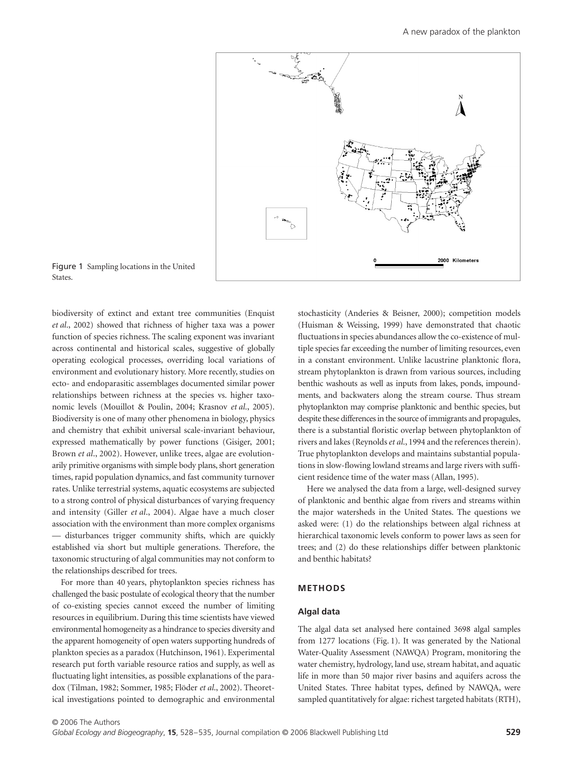Figure 1 Sampling locations in the United States.

biodiversity of extinct and extant tree communities (Enquist *et al*., 2002) showed that richness of higher taxa was a power function of species richness. The scaling exponent was invariant across continental and historical scales, suggestive of globally operating ecological processes, overriding local variations of environment and evolutionary history. More recently, studies on ecto- and endoparasitic assemblages documented similar power relationships between richness at the species vs. higher taxonomic levels (Mouillot & Poulin, 2004; Krasnov *et al*., 2005). Biodiversity is one of many other phenomena in biology, physics and chemistry that exhibit universal scale-invariant behaviour, expressed mathematically by power functions (Gisiger, 2001; Brown *et al*., 2002). However, unlike trees, algae are evolutionarily primitive organisms with simple body plans, short generation times, rapid population dynamics, and fast community turnover rates. Unlike terrestrial systems, aquatic ecosystems are subjected to a strong control of physical disturbances of varying frequency and intensity (Giller *et al*., 2004). Algae have a much closer association with the environment than more complex organisms — disturbances trigger community shifts, which are quickly established via short but multiple generations. Therefore, the taxonomic structuring of algal communities may not conform to the relationships described for trees.

For more than 40 years, phytoplankton species richness has challenged the basic postulate of ecological theory that the number of co-existing species cannot exceed the number of limiting resources in equilibrium. During this time scientists have viewed environmental homogeneity as a hindrance to species diversity and the apparent homogeneity of open waters supporting hundreds of plankton species as a paradox (Hutchinson, 1961). Experimental research put forth variable resource ratios and supply, as well as fluctuating light intensities, as possible explanations of the paradox (Tilman, 1982; Sommer, 1985; Flöder *et al*., 2002). Theoretical investigations pointed to demographic and environmental stochasticity (Anderies & Beisner, 2000); competition models (Huisman & Weissing, 1999) have demonstrated that chaotic fluctuations in species abundances allow the co-existence of multiple species far exceeding the number of limiting resources, even in a constant environment. Unlike lacustrine planktonic flora, stream phytoplankton is drawn from various sources, including benthic washouts as well as inputs from lakes, ponds, impoundments, and backwaters along the stream course. Thus stream phytoplankton may comprise planktonic and benthic species, but despite these differences in the source of immigrants and propagules, there is a substantial floristic overlap between phytoplankton of rivers and lakes (Reynolds *et al*., 1994 and the references therein). True phytoplankton develops and maintains substantial populations in slow-flowing lowland streams and large rivers with sufficient residence time of the water mass (Allan, 1995).

Here we analysed the data from a large, well-designed survey of planktonic and benthic algae from rivers and streams within the major watersheds in the United States. The questions we asked were: (1) do the relationships between algal richness at hierarchical taxonomic levels conform to power laws as seen for trees; and (2) do these relationships differ between planktonic and benthic habitats?

## METHODS

### Algal data

The algal data set analysed here contained 3698 algal samples from 1277 locations (Fig. 1). It was generated by the National Water-Quality Assessment (NAWQA) Program, monitoring the water chemistry, hydrology, land use, stream habitat, and aquatic life in more than 50 major river basins and aquifers across the United States. Three habitat types, defined by NAWQA, were sampled quantitatively for algae: richest targeted habitats (RTH),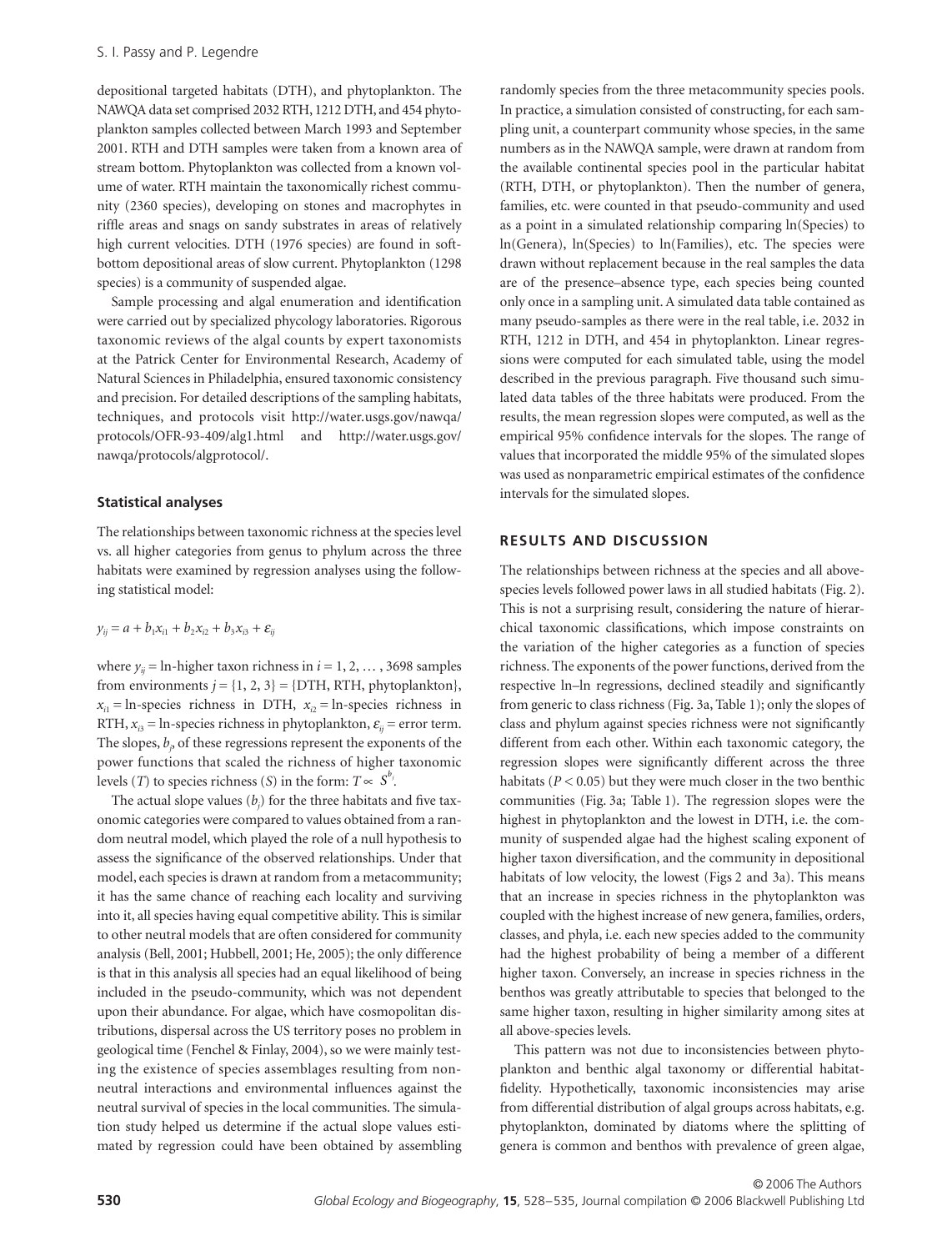depositional targeted habitats (DTH), and phytoplankton. The NAWQA data set comprised 2032 RTH, 1212 DTH, and 454 phytoplankton samples collected between March 1993 and September 2001. RTH and DTH samples were taken from a known area of stream bottom. Phytoplankton was collected from a known volume of water. RTH maintain the taxonomically richest community (2360 species), developing on stones and macrophytes in riffle areas and snags on sandy substrates in areas of relatively high current velocities. DTH (1976 species) are found in soft-bottom depositional areas of slow current. Phytoplankton (1298 species) is a community of suspended algae.

Sample processing and algal enumeration and identification were carried out by specialized phycology laboratories. Rigorous taxonomic reviews of the algal counts by expert taxonomists at the Patrick Center for Environmental Research, Academy of Natural Sciences in Philadelphia, ensured taxonomic consistency and precision. For detailed descriptions of the sampling habitats, techniques, and protocols visit http://water.usgs.gov/nawqa/protocols/OFR-93-409/alg1.html and http://water.usgs.gov/nawqa/protocols/algprotocol/.

### Statistical analyses

The relationships between taxonomic richness at the species level vs. all higher categories from genus to phylum across the three habitats were examined by regression analyses using the following statistical model:

$$y_{ij} = a + b_1x_{i1} + b_2x_{i2} + b_3x_{i3} + \varepsilon_{ij}$$

where $y_{ij}$ = ln-higher taxon richness in $i = 1, 2, \ldots, 3698$ samples from environments $j = \{1, 2, 3\} = \{$DTH, RTH, phytoplankton$\}$, $x_{i1}$ = ln-species richness in DTH, $x_{i2}$ = ln-species richness in RTH, $x_{i3}$ = ln-species richness in phytoplankton, $\varepsilon_{ij}$ = error term. The slopes, $b_j$, of these regressions represent the exponents of the power functions that scaled the richness of higher taxonomic levels ($T$) to species richness ($S$) in the form: $T \propto S^{b_j}$.

The actual slope values ($b_j$) for the three habitats and five taxonomic categories were compared to values obtained from a random neutral model, which played the role of a null hypothesis to assess the significance of the observed relationships. Under that model, each species is drawn at random from a metacommunity; it has the same chance of reaching each locality and surviving into it, all species having equal competitive ability. This is similar to other neutral models that are often considered for community analysis (Bell, 2001; Hubbell, 2001; He, 2005); the only difference is that in this analysis all species had an equal likelihood of being included in the pseudo-community, which was not dependent upon their abundance. For algae, which have cosmopolitan distributions, dispersal across the US territory poses no problem in geological time (Fenchel & Finlay, 2004), so we were mainly testing the existence of species assemblages resulting from non-neutral interactions and environmental influences against the neutral survival of species in the local communities. The simulation study helped us determine if the actual slope values estimated by regression could have been obtained by assembling randomly species from the three metacommunity species pools. In practice, a simulation consisted of constructing, for each sampling unit, a counterpart community whose species, in the same numbers as in the NAWQA sample, were drawn at random from the available continental species pool in the particular habitat (RTH, DTH, or phytoplankton). Then the number of genera, families, etc. were counted in that pseudo-community and used as a point in a simulated relationship comparing ln(Species) to ln(Genera), ln(Species) to ln(Families), etc. The species were drawn without replacement because in the real samples the data are of the presence–absence type, each species being counted only once in a sampling unit. A simulated data table contained as many pseudo-samples as there were in the real table, i.e. 2032 in RTH, 1212 in DTH, and 454 in phytoplankton. Linear regressions were computed for each simulated table, using the model described in the previous paragraph. Five thousand such simulated data tables of the three habitats were produced. From the results, the mean regression slopes were computed, as well as the empirical 95% confidence intervals for the slopes. The range of values that incorporated the middle 95% of the simulated slopes was used as nonparametric empirical estimates of the confidence intervals for the simulated slopes.

## RESULTS AND DISCUSSION

The relationships between richness at the species and all above-species levels followed power laws in all studied habitats (Fig. 2). This is not a surprising result, considering the nature of hierarchical taxonomic classifications, which impose constraints on the variation of the higher categories as a function of species richness. The exponents of the power functions, derived from the respective ln–ln regressions, declined steadily and significantly from generic to class richness (Fig. 3a, Table 1); only the slopes of class and phylum against species richness were not significantly different from each other. Within each taxonomic category, the regression slopes were significantly different across the three habitats ($P < 0.05$) but they were much closer in the two benthic communities (Fig. 3a; Table 1). The regression slopes were the highest in phytoplankton and the lowest in DTH, i.e. the community of suspended algae had the highest scaling exponent of higher taxon diversification, and the community in depositional habitats of low velocity, the lowest (Figs 2 and 3a). This means that an increase in species richness in the phytoplankton was coupled with the highest increase of new genera, families, orders, classes, and phyla, i.e. each new species added to the community had the highest probability of being a member of a different higher taxon. Conversely, an increase in species richness in the benthos was greatly attributable to species that belonged to the same higher taxon, resulting in higher similarity among sites at all above-species levels.

This pattern was not due to inconsistencies between phytoplankton and benthic algal taxonomy or differential habitat-fidelity. Hypothetically, taxonomic inconsistencies may arise from differential distribution of algal groups across habitats, e.g. phytoplankton, dominated by diatoms where the splitting of genera is common and benthos with prevalence of green algae,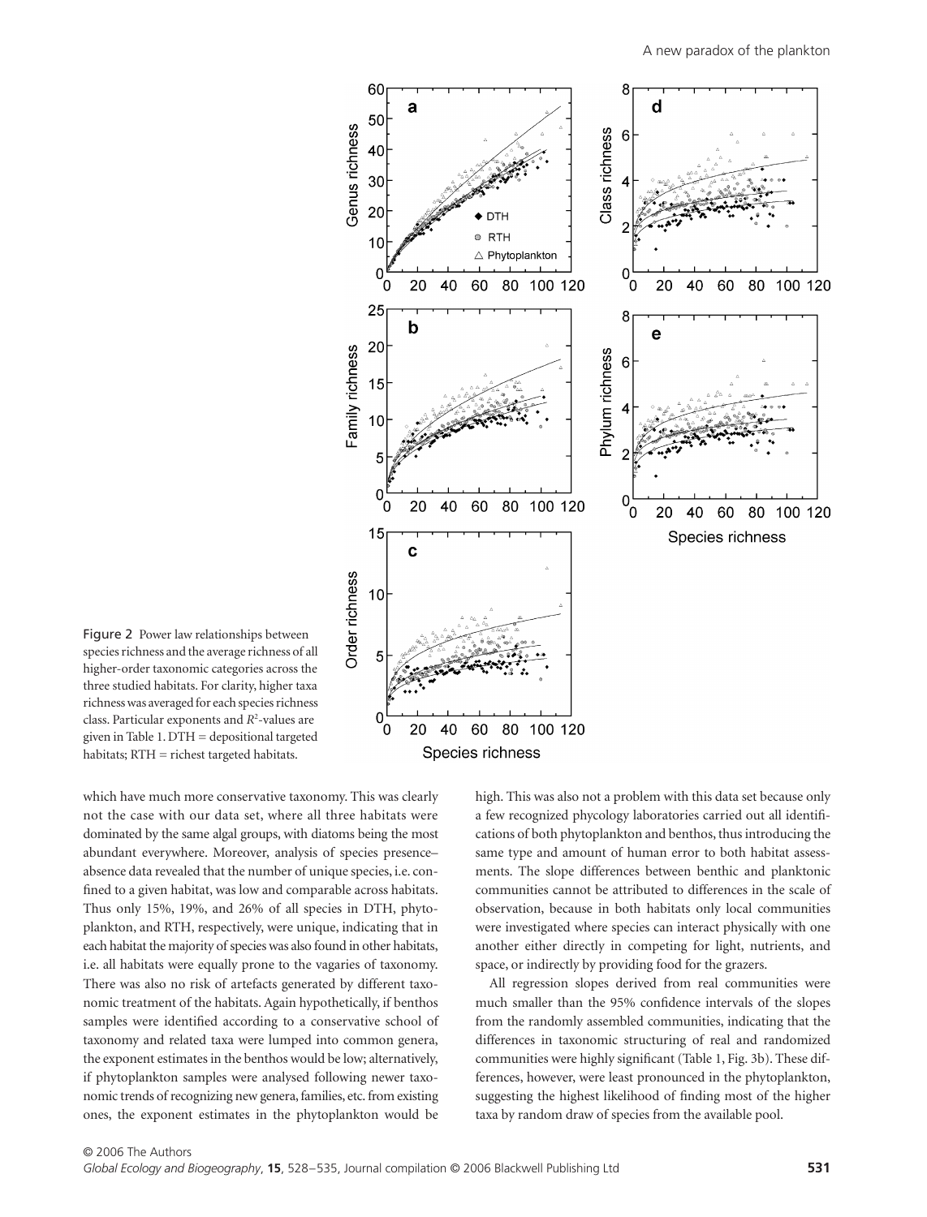a

Genus richness

60
50
40
30
20
10
0

0 20 40 60 80 100 120

DTH
RTH
Phytoplankton

b

Family richness

25
20
15
10
5
0

0 20 40 60 80 100 120

c

Order richness

15
10
5
0

0 20 40 60 80 100 120

Species richness

d

Class richness

8
6
4
2
0

0 20 40 60 80 100 120

e

Phylum richness

8
6
4
2
0

0 20 40 60 80 100 120

Species richness

Figure 2 Power law relationships between species richness and the average richness of all higher-order taxonomic categories across the three studied habitats. For clarity, higher taxa richness was averaged for each species richness class. Particular exponents and $R^2$-values are given in Table 1. DTH = depositional targeted habitats; RTH = richest targeted habitats.

which have much more conservative taxonomy. This was clearly not the case with our data set, where all three habitats were dominated by the same algal groups, with diatoms being the most abundant everywhere. Moreover, analysis of species presence–absence data revealed that the number of unique species, i.e. confined to a given habitat, was low and comparable across habitats. Thus only 15%, 19%, and 26% of all species in DTH, phytoplankton, and RTH, respectively, were unique, indicating that in each habitat the majority of species was also found in other habitats, i.e. all habitats were equally prone to the vagaries of taxonomy. There was also no risk of artefacts generated by different taxonomic treatment of the habitats. Again hypothetically, if benthos samples were identified according to a conservative school of taxonomy and related taxa were lumped into common genera, the exponent estimates in the benthos would be low; alternatively, if phytoplankton samples were analysed following newer taxonomic trends of recognizing new genera, families, etc. from existing ones, the exponent estimates in the phytoplankton would be high. This was also not a problem with this data set because only a few recognized phycology laboratories carried out all identifications of both phytoplankton and benthos, thus introducing the same type and amount of human error to both habitat assessments. The slope differences between benthic and planktonic communities cannot be attributed to differences in the scale of observation, because in both habitats only local communities were investigated where species can interact physically with one another either directly in competing for light, nutrients, and space, or indirectly by providing food for the grazers.

All regression slopes derived from real communities were much smaller than the 95% confidence intervals of the slopes from the randomly assembled communities, indicating that the differences in taxonomic structuring of real and randomized communities were highly significant (Table 1, Fig. 3b). These differences, however, were least pronounced in the phytoplankton, suggesting the highest likelihood of finding most of the higher taxa by random draw of species from the available pool.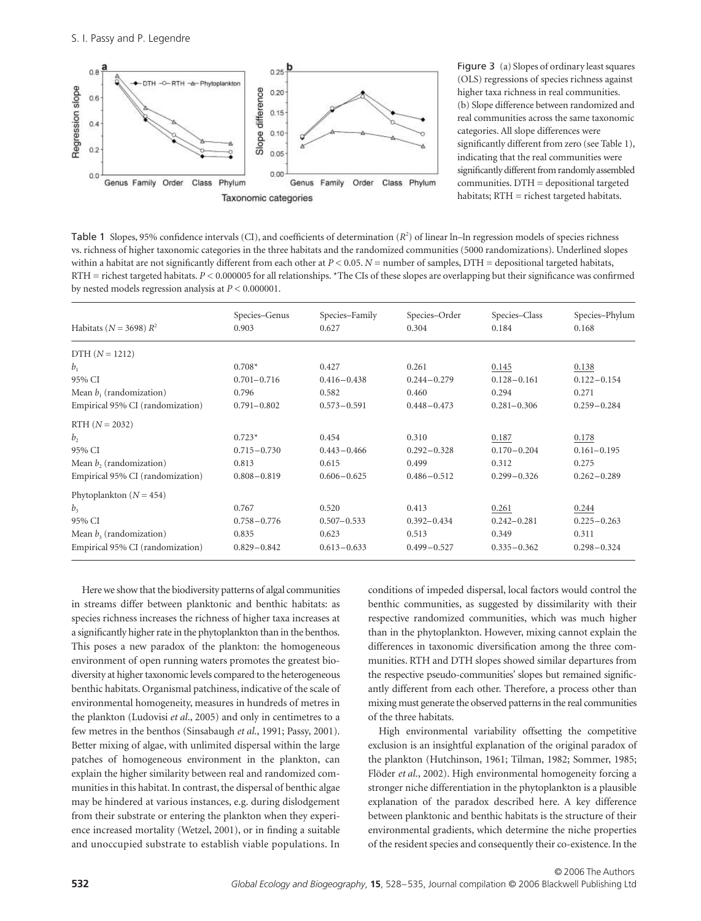Figure 3 (a) Slopes of ordinary least squares (OLS) regressions of species richness against higher taxa richness in real communities. (b) Slope difference between randomized and real communities across the same taxonomic categories. All slope differences were significantly different from zero (see Table 1), indicating that the real communities were significantly different from randomly assembled communities. DTH = depositional targeted habitats; RTH = richest targeted habitats.

Table 1 Slopes, 95% confidence intervals (CI), and coefficients of determination ($R^2$) of linear ln–ln regression models of species richness vs. richness of higher taxonomic categories in the three habitats and the randomized communities (5000 randomizations). Underlined slopes within a habitat are not significantly different from each other at $P < 0.05$. $N$ = number of samples, DTH = depositional targeted habitats, RTH = richest targeted habitats. $P < 0.000005$ for all relationships. *The CIs of these slopes are overlapping but their significance was confirmed by nested models regression analysis at $P < 0.000001$.

| Habitats ($N = 3698$) $R^2$ | Species–Genus 0.903 | Species–Family 0.627 | Species–Order 0.304 | Species–Class 0.184 | Species–Phylum 0.168 |
|---|---|---|---|---|---|
| DTH ($N = 1212$) | | | | | |
| $b_1$ | 0.708* | 0.427 | 0.261 | <u>0.145</u> | <u>0.138</u> |
| 95% CI | 0.701–0.716 | 0.416–0.438 | 0.244–0.279 | 0.128–0.161 | 0.122–0.154 |
| Mean $b_1$ (randomization) | 0.796 | 0.582 | 0.460 | 0.294 | 0.271 |
| Empirical 95% CI (randomization) | 0.791–0.802 | 0.573–0.591 | 0.448–0.473 | 0.281–0.306 | 0.259–0.284 |
| RTH ($N = 2032$) | | | | | |
| $b_2$ | 0.723* | 0.454 | 0.310 | <u>0.187</u> | <u>0.178</u> |
| 95% CI | 0.715–0.730 | 0.443–0.466 | 0.292–0.328 | 0.170–0.204 | 0.161–0.195 |
| Mean $b_2$ (randomization) | 0.813 | 0.615 | 0.499 | 0.312 | 0.275 |
| Empirical 95% CI (randomization) | 0.808–0.819 | 0.606–0.625 | 0.486–0.512 | 0.299–0.326 | 0.262–0.289 |
| Phytoplankton ($N = 454$) | | | | | |
| $b_3$ | 0.767 | 0.520 | 0.413 | <u>0.261</u> | <u>0.244</u> |
| 95% CI | 0.758–0.776 | 0.507–0.533 | 0.392–0.434 | 0.242–0.281 | 0.225–0.263 |
| Mean $b_3$ (randomization) | 0.835 | 0.623 | 0.513 | 0.349 | 0.311 |
| Empirical 95% CI (randomization) | 0.829–0.842 | 0.613–0.633 | 0.499–0.527 | 0.335–0.362 | 0.298–0.324 |

Here we show that the biodiversity patterns of algal communities in streams differ between planktonic and benthic habitats: as species richness increases the richness of higher taxa increases at a significantly higher rate in the phytoplankton than in the benthos. This poses a new paradox of the plankton: the homogeneous environment of open running waters promotes the greatest biodiversity at higher taxonomic levels compared to the heterogeneous benthic habitats. Organismal patchiness, indicative of the scale of environmental homogeneity, measures in hundreds of metres in the plankton (Ludovisi *et al*., 2005) and only in centimetres to a few metres in the benthos (Sinsabaugh *et al*., 1991; Passy, 2001). Better mixing of algae, with unlimited dispersal within the large patches of homogeneous environment in the plankton, can explain the higher similarity between real and randomized communities in this habitat. In contrast, the dispersal of benthic algae may be hindered at various instances, e.g. during dislodgement from their substrate or entering the plankton when they experience increased mortality (Wetzel, 2001), or in finding a suitable and unoccupied substrate to establish viable populations. In conditions of impeded dispersal, local factors would control the benthic communities, as suggested by dissimilarity with their respective randomized communities, which was much higher than in the phytoplankton. However, mixing cannot explain the differences in taxonomic diversification among the three communities. RTH and DTH slopes showed similar departures from the respective pseudo-communities' slopes but remained significantly different from each other. Therefore, a process other than mixing must generate the observed patterns in the real communities of the three habitats.

High environmental variability offsetting the competitive exclusion is an insightful explanation of the original paradox of the plankton (Hutchinson, 1961; Tilman, 1982; Sommer, 1985; Flöder *et al*., 2002). High environmental homogeneity forcing a stronger niche differentiation in the phytoplankton is a plausible explanation of the paradox described here. A key difference between planktonic and benthic habitats is the structure of their environmental gradients, which determine the niche properties of the resident species and consequently their co-existence. In the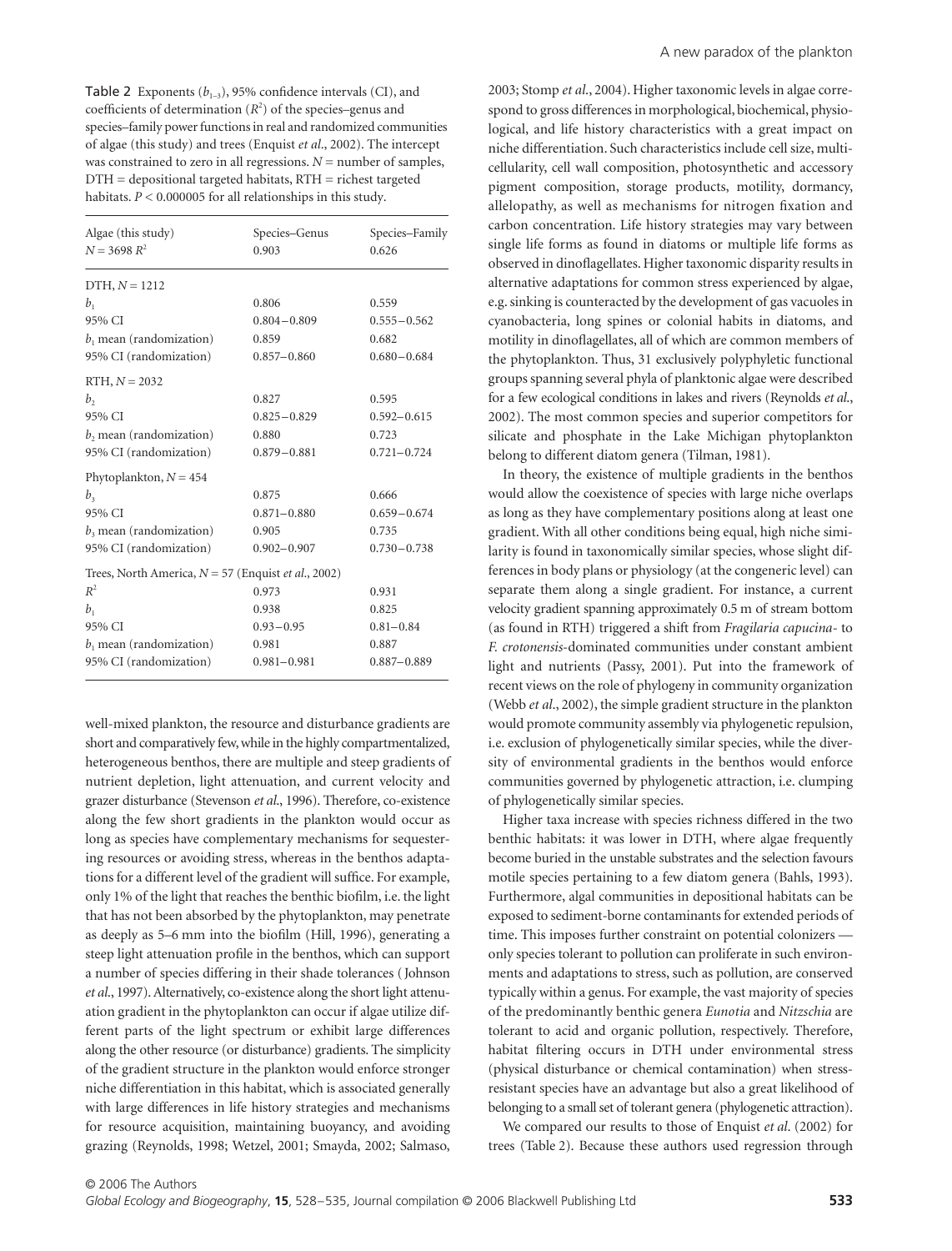**Table 2** Exponents ($b_{1-3}$), 95% confidence intervals (CI), and coefficients of determination ($R^2$) of the species–genus and species–family power functions in real and randomized communities of algae (this study) and trees (Enquist *et al*., 2002). The intercept was constrained to zero in all regressions. $N$ = number of samples, DTH = depositional targeted habitats, RTH = richest targeted habitats. $P < 0.000005$ for all relationships in this study.

| Algae (this study) $N = 3698$ $R^2$ | Species–Genus 0.903 | Species–Family 0.626 |
|---|---|---|
| DTH, $N = 1212$ | | |
| $b_1$ | 0.806 | 0.559 |
| 95% CI | 0.804–0.809 | 0.555–0.562 |
| $b_1$ mean (randomization) | 0.859 | 0.682 |
| 95% CI (randomization) | 0.857–0.860 | 0.680–0.684 |
| RTH, $N = 2032$ | | |
| $b_2$ | 0.827 | 0.595 |
| 95% CI | 0.825–0.829 | 0.592–0.615 |
| $b_2$ mean (randomization) | 0.880 | 0.723 |
| 95% CI (randomization) | 0.879–0.881 | 0.721–0.724 |
| Phytoplankton, $N = 454$ | | |
| $b_3$ | 0.875 | 0.666 |
| 95% CI | 0.871–0.880 | 0.659–0.674 |
| $b_3$ mean (randomization) | 0.905 | 0.735 |
| 95% CI (randomization) | 0.902–0.907 | 0.730–0.738 |
| Trees, North America, $N = 57$ (Enquist *et al*., 2002) | | |
| $R^2$ | 0.973 | 0.931 |
| $b_1$ | 0.938 | 0.825 |
| 95% CI | 0.93–0.95 | 0.81–0.84 |
| $b_1$ mean (randomization) | 0.981 | 0.887 |
| 95% CI (randomization) | 0.981–0.981 | 0.887–0.889 |

well-mixed plankton, the resource and disturbance gradients are short and comparatively few, while in the highly compartmentalized, heterogeneous benthos, there are multiple and steep gradients of nutrient depletion, light attenuation, and current velocity and grazer disturbance (Stevenson *et al*., 1996). Therefore, co-existence along the few short gradients in the plankton would occur as long as species have complementary mechanisms for sequestering resources or avoiding stress, whereas in the benthos adaptations for a different level of the gradient will suffice. For example, only 1% of the light that reaches the benthic biofilm, i.e. the light that has not been absorbed by the phytoplankton, may penetrate as deeply as 5–6 mm into the biofilm (Hill, 1996), generating a steep light attenuation profile in the benthos, which can support a number of species differing in their shade tolerances (Johnson *et al*., 1997). Alternatively, co-existence along the short light attenuation gradient in the phytoplankton can occur if algae utilize different parts of the light spectrum or exhibit large differences along the other resource (or disturbance) gradients. The simplicity of the gradient structure in the plankton would enforce stronger niche differentiation in this habitat, which is associated generally with large differences in life history strategies and mechanisms for resource acquisition, maintaining buoyancy, and avoiding grazing (Reynolds, 1998; Wetzel, 2001; Smayda, 2002; Salmaso, 2003; Stomp *et al*., 2004). Higher taxonomic levels in algae correspond to gross differences in morphological, biochemical, physiological, and life history characteristics with a great impact on niche differentiation. Such characteristics include cell size, multicellularity, cell wall composition, photosynthetic and accessory pigment composition, storage products, motility, dormancy, allelopathy, as well as mechanisms for nitrogen fixation and carbon concentration. Life history strategies may vary between single life forms as found in diatoms or multiple life forms as observed in dinoflagellates. Higher taxonomic disparity results in alternative adaptations for common stress experienced by algae, e.g. sinking is counteracted by the development of gas vacuoles in cyanobacteria, long spines or colonial habits in diatoms, and motility in dinoflagellates, all of which are common members of the phytoplankton. Thus, 31 exclusively polyphyletic functional groups spanning several phyla of planktonic algae were described for a few ecological conditions in lakes and rivers (Reynolds *et al*., 2002). The most common species and superior competitors for silicate and phosphate in the Lake Michigan phytoplankton belong to different diatom genera (Tilman, 1981).

In theory, the existence of multiple gradients in the benthos would allow the coexistence of species with large niche overlaps as long as they have complementary positions along at least one gradient. With all other conditions being equal, high niche similarity is found in taxonomically similar species, whose slight differences in body plans or physiology (at the congeneric level) can separate them along a single gradient. For instance, a current velocity gradient spanning approximately 0.5 m of stream bottom (as found in RTH) triggered a shift from *Fragilaria capucina*- to *F. crotonensis*-dominated communities under constant ambient light and nutrients (Passy, 2001). Put into the framework of recent views on the role of phylogeny in community organization (Webb *et al*., 2002), the simple gradient structure in the plankton would promote community assembly via phylogenetic repulsion, i.e. exclusion of phylogenetically similar species, while the diversity of environmental gradients in the benthos would enforce communities governed by phylogenetic attraction, i.e. clumping of phylogenetically similar species.

Higher taxa increase with species richness differed in the two benthic habitats: it was lower in DTH, where algae frequently become buried in the unstable substrates and the selection favours motile species pertaining to a few diatom genera (Bahls, 1993). Furthermore, algal communities in depositional habitats can be exposed to sediment-borne contaminants for extended periods of time. This imposes further constraint on potential colonizers — only species tolerant to pollution can proliferate in such environments and adaptations to stress, such as pollution, are conserved typically within a genus. For example, the vast majority of species of the predominantly benthic genera *Eunotia* and *Nitzschia* are tolerant to acid and organic pollution, respectively. Therefore, habitat filtering occurs in DTH under environmental stress (physical disturbance or chemical contamination) when stress-resistant species have an advantage but also a great likelihood of belonging to a small set of tolerant genera (phylogenetic attraction).

We compared our results to those of Enquist *et al*. (2002) for trees (Table 2). Because these authors used regression through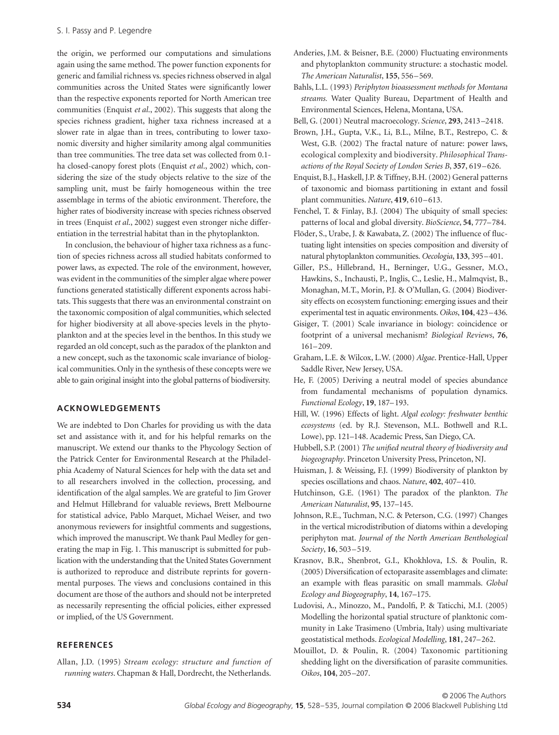the origin, we performed our computations and simulations again using the same method. The power function exponents for generic and familial richness vs. species richness observed in algal communities across the United States were significantly lower than the respective exponents reported for North American tree communities (Enquist *et al*., 2002). This suggests that along the species richness gradient, higher taxa richness increased at a slower rate in algae than in trees, contributing to lower taxonomic diversity and higher similarity among algal communities than tree communities. The tree data set was collected from 0.1-ha closed-canopy forest plots (Enquist *et al*., 2002) which, considering the size of the study objects relative to the size of the sampling unit, must be fairly homogeneous within the tree assemblage in terms of the abiotic environment. Therefore, the higher rates of biodiversity increase with species richness observed in trees (Enquist *et al*., 2002) suggest even stronger niche differentiation in the terrestrial habitat than in the phytoplankton.

In conclusion, the behaviour of higher taxa richness as a function of species richness across all studied habitats conformed to power laws, as expected. The role of the environment, however, was evident in the communities of the simpler algae where power functions generated statistically different exponents across habitats. This suggests that there was an environmental constraint on the taxonomic composition of algal communities, which selected for higher biodiversity at all above-species levels in the phytoplankton and at the species level in the benthos. In this study we regarded an old concept, such as the paradox of the plankton and a new concept, such as the taxonomic scale invariance of biological communities. Only in the synthesis of these concepts were we able to gain original insight into the global patterns of biodiversity.

## ACKNOWLEDGEMENTS

We are indebted to Don Charles for providing us with the data set and assistance with it, and for his helpful remarks on the manuscript. We extend our thanks to the Phycology Section of the Patrick Center for Environmental Research at the Philadelphia Academy of Natural Sciences for help with the data set and to all researchers involved in the collection, processing, and identification of the algal samples. We are grateful to Jim Grover and Helmut Hillebrand for valuable reviews, Brett Melbourne for statistical advice, Pablo Marquet, Michael Weiser, and two anonymous reviewers for insightful comments and suggestions, which improved the manuscript. We thank Paul Medley for generating the map in Fig. 1. This manuscript is submitted for publication with the understanding that the United States Government is authorized to reproduce and distribute reprints for governmental purposes. The views and conclusions contained in this document are those of the authors and should not be interpreted as necessarily representing the official policies, either expressed or implied, of the US Government.

## REFERENCES

Allan, J.D. (1995) *Stream ecology: structure and function of running waters*. Chapman & Hall, Dordrecht, the Netherlands.

Anderies, J.M. & Beisner, B.E. (2000) Fluctuating environments and phytoplankton community structure: a stochastic model. *The American Naturalist*, **155**, 556–569.

Bahls, L.L. (1993) *Periphyton bioassessment methods for Montana streams*. Water Quality Bureau, Department of Health and Environmental Sciences, Helena, Montana, USA.

Bell, G. (2001) Neutral macroecology. *Science*, **293**, 2413–2418.

Brown, J.H., Gupta, V.K., Li, B.L., Milne, B.T., Restrepo, C. & West, G.B. (2002) The fractal nature of nature: power laws, ecological complexity and biodiversity. *Philosophical Transactions of the Royal Society of London Series B*, **357**, 619–626.

Enquist, B.J., Haskell, J.P. & Tiffney, B.H. (2002) General patterns of taxonomic and biomass partitioning in extant and fossil plant communities. *Nature*, **419**, 610–613.

Fenchel, T. & Finlay, B.J. (2004) The ubiquity of small species: patterns of local and global diversity. *BioScience*, **54**, 777–784.

Flöder, S., Urabe, J. & Kawabata, Z. (2002) The influence of fluctuating light intensities on species composition and diversity of natural phytoplankton communities. *Oecologia*, **133**, 395–401.

Giller, P.S., Hillebrand, H., Berninger, U.G., Gessner, M.O., Hawkins, S., Inchausti, P., Inglis, C., Leslie, H., Malmqvist, B., Monaghan, M.T., Morin, P.J. & O'Mullan, G. (2004) Biodiversity effects on ecosystem functioning: emerging issues and their experimental test in aquatic environments. *Oikos*, **104**, 423–436.

Gisiger, T. (2001) Scale invariance in biology: coincidence or footprint of a universal mechanism? *Biological Reviews*, **76**, 161–209.

Graham, L.E. & Wilcox, L.W. (2000) *Algae*. Prentice-Hall, Upper Saddle River, New Jersey, USA.

He, F. (2005) Deriving a neutral model of species abundance from fundamental mechanisms of population dynamics. *Functional Ecology*, **19**, 187–193.

Hill, W. (1996) Effects of light. *Algal ecology: freshwater benthic ecosystems* (ed. by R.J. Stevenson, M.L. Bothwell and R.L. Lowe), pp. 121–148. Academic Press, San Diego, CA.

Hubbell, S.P. (2001) *The unified neutral theory of biodiversity and biogeography*. Princeton University Press, Princeton, NJ.

Huisman, J. & Weissing, F.J. (1999) Biodiversity of plankton by species oscillations and chaos. *Nature*, **402**, 407–410.

Hutchinson, G.E. (1961) The paradox of the plankton. *The American Naturalist*, **95**, 137–145.

Johnson, R.E., Tuchman, N.C. & Peterson, C.G. (1997) Changes in the vertical microdistribution of diatoms within a developing periphyton mat. *Journal of the North American Benthological Society*, **16**, 503–519.

Krasnov, B.R., Shenbrot, G.I., Khokhlova, I.S. & Poulin, R. (2005) Diversification of ectoparasite assemblages and climate: an example with fleas parasitic on small mammals. *Global Ecology and Biogeography*, **14**, 167–175.

Ludovisi, A., Minozzo, M., Pandolfi, P. & Taticchi, M.I. (2005) Modelling the horizontal spatial structure of planktonic community in Lake Trasimeno (Umbria, Italy) using multivariate geostatistical methods. *Ecological Modelling*, **181**, 247–262.

Mouillot, D. & Poulin, R. (2004) Taxonomic partitioning shedding light on the diversification of parasite communities. *Oikos*, **104**, 205–207.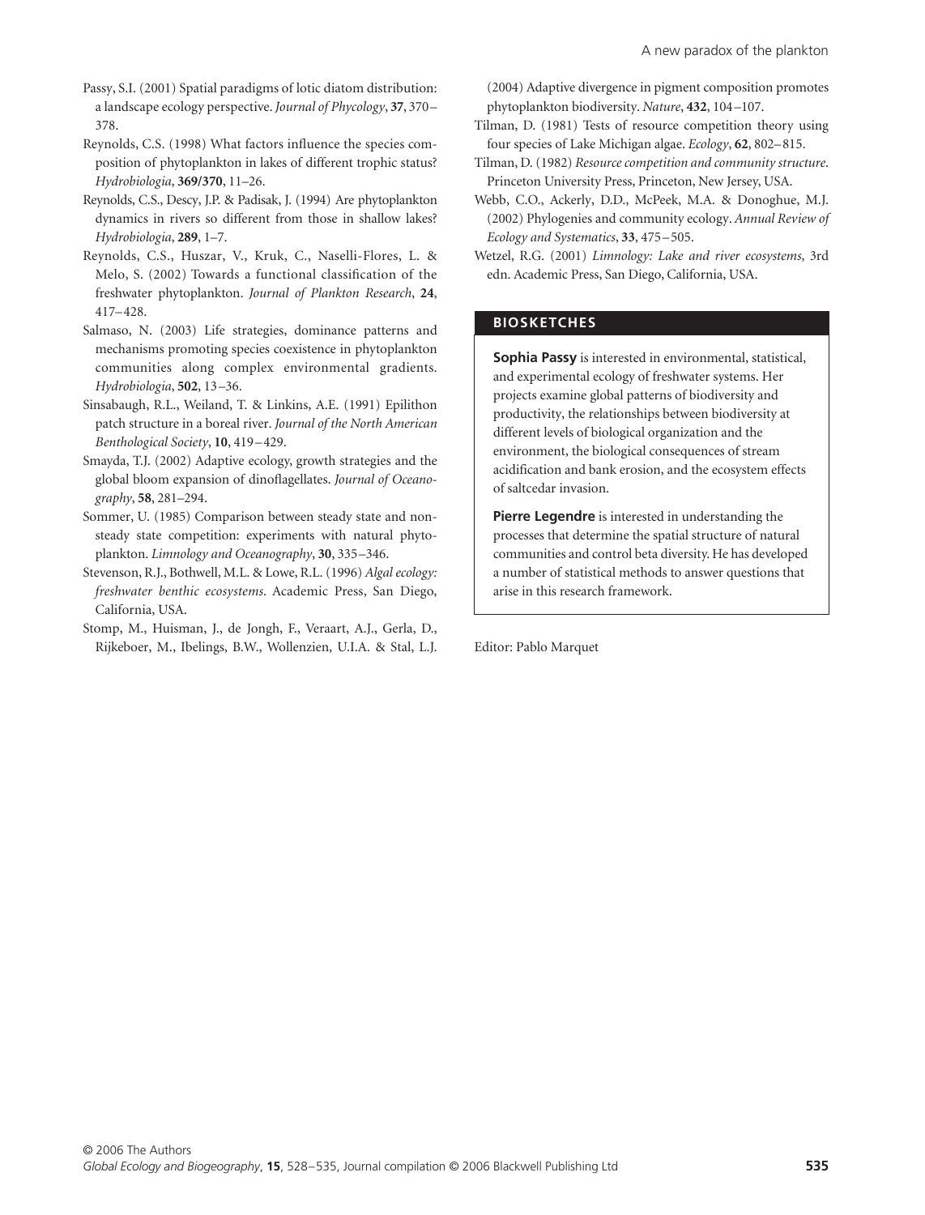Passy, S.I. (2001) Spatial paradigms of lotic diatom distribution: a landscape ecology perspective. *Journal of Phycology*, **37**, 370–378.

Reynolds, C.S. (1998) What factors influence the species composition of phytoplankton in lakes of different trophic status? *Hydrobiologia*, **369/370**, 11–26.

Reynolds, C.S., Descy, J.P. & Padisak, J. (1994) Are phytoplankton dynamics in rivers so different from those in shallow lakes? *Hydrobiologia*, **289**, 1–7.

Reynolds, C.S., Huszar, V., Kruk, C., Naselli-Flores, L. & Melo, S. (2002) Towards a functional classification of the freshwater phytoplankton. *Journal of Plankton Research*, **24**, 417–428.

Salmaso, N. (2003) Life strategies, dominance patterns and mechanisms promoting species coexistence in phytoplankton communities along complex environmental gradients. *Hydrobiologia*, **502**, 13–36.

Sinsabaugh, R.L., Weiland, T. & Linkins, A.E. (1991) Epilithon patch structure in a boreal river. *Journal of the North American Benthological Society*, **10**, 419–429.

Smayda, T.J. (2002) Adaptive ecology, growth strategies and the global bloom expansion of dinoflagellates. *Journal of Oceanography*, **58**, 281–294.

Sommer, U. (1985) Comparison between steady state and non-steady state competition: experiments with natural phytoplankton. *Limnology and Oceanography*, **30**, 335–346.

Stevenson, R.J., Bothwell, M.L. & Lowe, R.L. (1996) *Algal ecology: freshwater benthic ecosystems*. Academic Press, San Diego, California, USA.

Stomp, M., Huisman, J., de Jongh, F., Veraart, A.J., Gerla, D., Rijkeboer, M., Ibelings, B.W., Wollenzien, U.I.A. & Stal, L.J. (2004) Adaptive divergence in pigment composition promotes phytoplankton biodiversity. *Nature*, **432**, 104–107.

Tilman, D. (1981) Tests of resource competition theory using four species of Lake Michigan algae. *Ecology*, **62**, 802–815.

Tilman, D. (1982) *Resource competition and community structure*. Princeton University Press, Princeton, New Jersey, USA.

Webb, C.O., Ackerly, D.D., McPeek, M.A. & Donoghue, M.J. (2002) Phylogenies and community ecology. *Annual Review of Ecology and Systematics*, **33**, 475–505.

Wetzel, R.G. (2001) *Limnology: Lake and river ecosystems*, 3rd edn. Academic Press, San Diego, California, USA.

## BIOSKETCHES

**Sophia Passy** is interested in environmental, statistical, and experimental ecology of freshwater systems. Her projects examine global patterns of biodiversity and productivity, the relationships between biodiversity at different levels of biological organization and the environment, the biological consequences of stream acidification and bank erosion, and the ecosystem effects of saltcedar invasion.

**Pierre Legendre** is interested in understanding the processes that determine the spatial structure of natural communities and control beta diversity. He has developed a number of statistical methods to answer questions that arise in this research framework.

Editor: Pablo Marquet